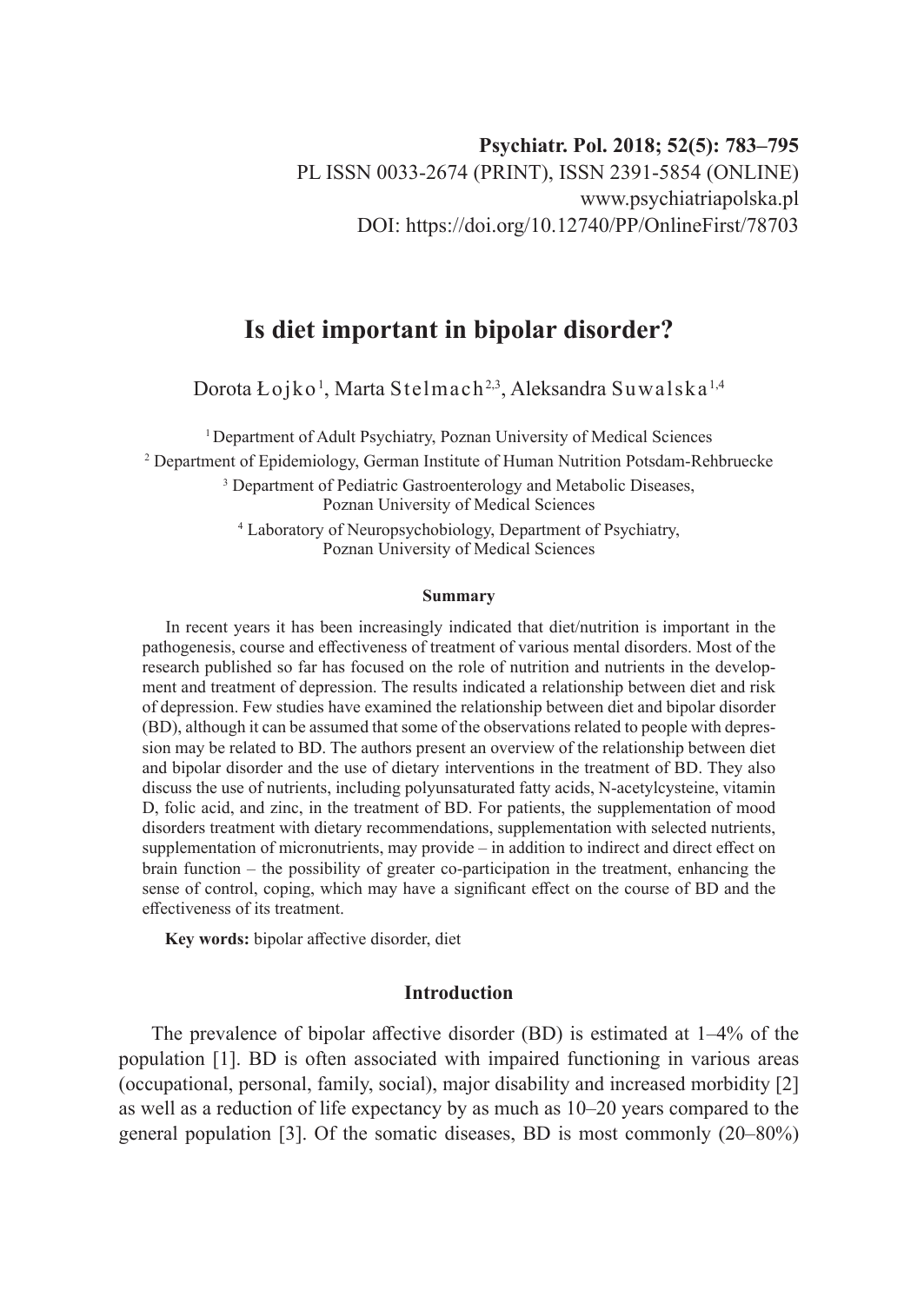Psychiatr. Pol. 2018; 52(5): 783–795
PL ISSN 0033-2674 (PRINT), ISSN 2391-5854 (ONLINE)
www.psychiatriapolska.pl
DOI: https://doi.org/10.12740/PP/OnlineFirst/78703

# Is diet important in bipolar disorder?

Dorota Łojko [1], Marta Stelmach [2,3], Aleksandra Suwalska [1,4]

[1] Department of Adult Psychiatry, Poznan University of Medical Sciences
[2] Department of Epidemiology, German Institute of Human Nutrition Potsdam-Rehbruecke
[3] Department of Pediatric Gastroenterology and Metabolic Diseases, Poznan University of Medical Sciences
[4] Laboratory of Neuropsychobiology, Department of Psychiatry, Poznan University of Medical Sciences

### Summary

In recent years it has been increasingly indicated that diet/nutrition is important in the pathogenesis, course and effectiveness of treatment of various mental disorders. Most of the research published so far has focused on the role of nutrition and nutrients in the development and treatment of depression. The results indicated a relationship between diet and risk of depression. Few studies have examined the relationship between diet and bipolar disorder (BD), although it can be assumed that some of the observations related to people with depression may be related to BD. The authors present an overview of the relationship between diet and bipolar disorder and the use of dietary interventions in the treatment of BD. They also discuss the use of nutrients, including polyunsaturated fatty acids, N-acetylcysteine, vitamin D, folic acid, and zinc, in the treatment of BD. For patients, the supplementation of mood disorders treatment with dietary recommendations, supplementation with selected nutrients, supplementation of micronutrients, may provide – in addition to indirect and direct effect on brain function – the possibility of greater co-participation in the treatment, enhancing the sense of control, coping, which may have a significant effect on the course of BD and the effectiveness of its treatment.

**Key words:** bipolar affective disorder, diet

## Introduction

The prevalence of bipolar affective disorder (BD) is estimated at 1–4% of the population [1]. BD is often associated with impaired functioning in various areas (occupational, personal, family, social), major disability and increased morbidity [2] as well as a reduction of life expectancy by as much as 10–20 years compared to the general population [3]. Of the somatic diseases, BD is most commonly (20–80%)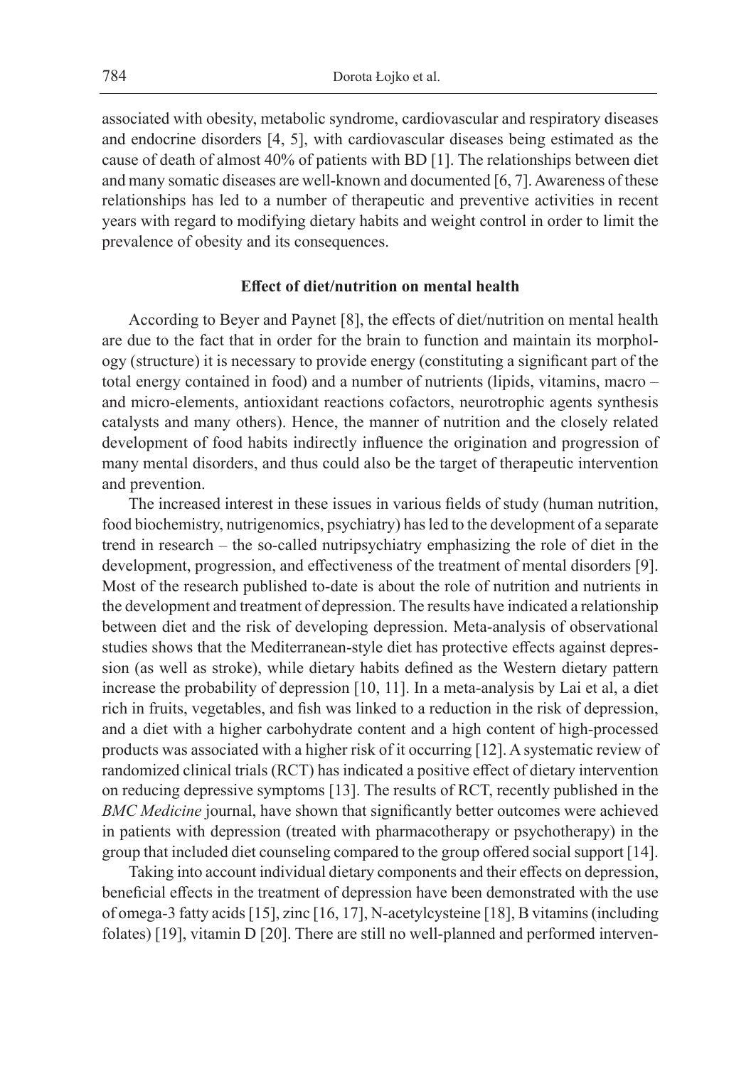associated with obesity, metabolic syndrome, cardiovascular and respiratory diseases and endocrine disorders [4, 5], with cardiovascular diseases being estimated as the cause of death of almost 40% of patients with BD [1]. The relationships between diet and many somatic diseases are well-known and documented [6, 7]. Awareness of these relationships has led to a number of therapeutic and preventive activities in recent years with regard to modifying dietary habits and weight control in order to limit the prevalence of obesity and its consequences.

## Effect of diet/nutrition on mental health

According to Beyer and Paynet [8], the effects of diet/nutrition on mental health are due to the fact that in order for the brain to function and maintain its morphology (structure) it is necessary to provide energy (constituting a significant part of the total energy contained in food) and a number of nutrients (lipids, vitamins, macro – and micro-elements, antioxidant reactions cofactors, neurotrophic agents synthesis catalysts and many others). Hence, the manner of nutrition and the closely related development of food habits indirectly influence the origination and progression of many mental disorders, and thus could also be the target of therapeutic intervention and prevention.

The increased interest in these issues in various fields of study (human nutrition, food biochemistry, nutrigenomics, psychiatry) has led to the development of a separate trend in research – the so-called nutripsychiatry emphasizing the role of diet in the development, progression, and effectiveness of the treatment of mental disorders [9]. Most of the research published to-date is about the role of nutrition and nutrients in the development and treatment of depression. The results have indicated a relationship between diet and the risk of developing depression. Meta-analysis of observational studies shows that the Mediterranean-style diet has protective effects against depression (as well as stroke), while dietary habits defined as the Western dietary pattern increase the probability of depression [10, 11]. In a meta-analysis by Lai et al, a diet rich in fruits, vegetables, and fish was linked to a reduction in the risk of depression, and a diet with a higher carbohydrate content and a high content of high-processed products was associated with a higher risk of it occurring [12]. A systematic review of randomized clinical trials (RCT) has indicated a positive effect of dietary intervention on reducing depressive symptoms [13]. The results of RCT, recently published in the *BMC Medicine* journal, have shown that significantly better outcomes were achieved in patients with depression (treated with pharmacotherapy or psychotherapy) in the group that included diet counseling compared to the group offered social support [14].

Taking into account individual dietary components and their effects on depression, beneficial effects in the treatment of depression have been demonstrated with the use of omega-3 fatty acids [15], zinc [16, 17], N-acetylcysteine [18], B vitamins (including folates) [19], vitamin D [20]. There are still no well-planned and performed interven-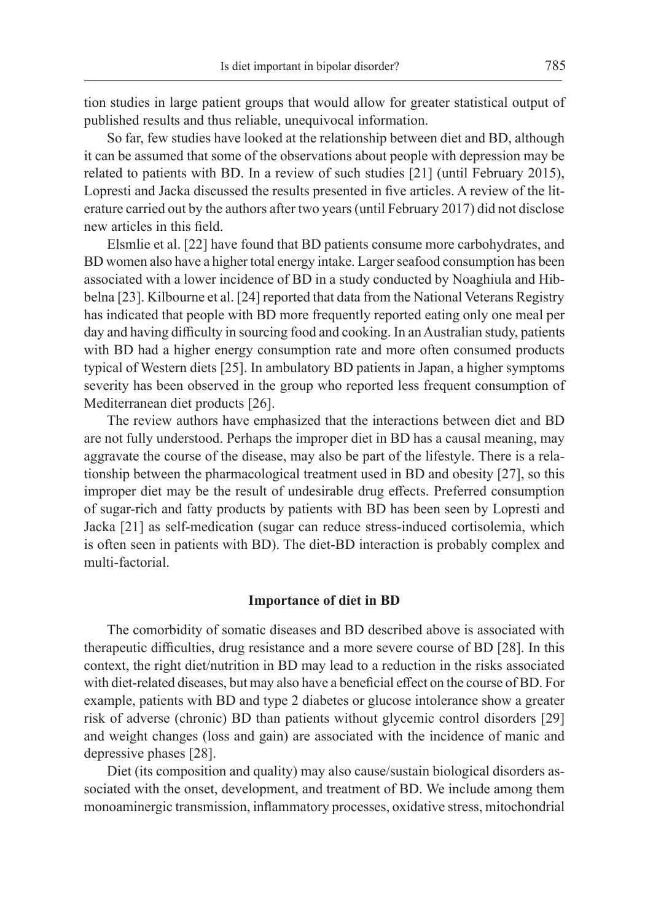tion studies in large patient groups that would allow for greater statistical output of published results and thus reliable, unequivocal information.

So far, few studies have looked at the relationship between diet and BD, although it can be assumed that some of the observations about people with depression may be related to patients with BD. In a review of such studies [21] (until February 2015), Lopresti and Jacka discussed the results presented in five articles. A review of the literature carried out by the authors after two years (until February 2017) did not disclose new articles in this field.

Elsmlie et al. [22] have found that BD patients consume more carbohydrates, and BD women also have a higher total energy intake. Larger seafood consumption has been associated with a lower incidence of BD in a study conducted by Noaghiula and Hibbelna [23]. Kilbourne et al. [24] reported that data from the National Veterans Registry has indicated that people with BD more frequently reported eating only one meal per day and having difficulty in sourcing food and cooking. In an Australian study, patients with BD had a higher energy consumption rate and more often consumed products typical of Western diets [25]. In ambulatory BD patients in Japan, a higher symptoms severity has been observed in the group who reported less frequent consumption of Mediterranean diet products [26].

The review authors have emphasized that the interactions between diet and BD are not fully understood. Perhaps the improper diet in BD has a causal meaning, may aggravate the course of the disease, may also be part of the lifestyle. There is a relationship between the pharmacological treatment used in BD and obesity [27], so this improper diet may be the result of undesirable drug effects. Preferred consumption of sugar-rich and fatty products by patients with BD has been seen by Lopresti and Jacka [21] as self-medication (sugar can reduce stress-induced cortisolemia, which is often seen in patients with BD). The diet-BD interaction is probably complex and multi-factorial.

## Importance of diet in BD

The comorbidity of somatic diseases and BD described above is associated with therapeutic difficulties, drug resistance and a more severe course of BD [28]. In this context, the right diet/nutrition in BD may lead to a reduction in the risks associated with diet-related diseases, but may also have a beneficial effect on the course of BD. For example, patients with BD and type 2 diabetes or glucose intolerance show a greater risk of adverse (chronic) BD than patients without glycemic control disorders [29] and weight changes (loss and gain) are associated with the incidence of manic and depressive phases [28].

Diet (its composition and quality) may also cause/sustain biological disorders associated with the onset, development, and treatment of BD. We include among them monoaminergic transmission, inflammatory processes, oxidative stress, mitochondrial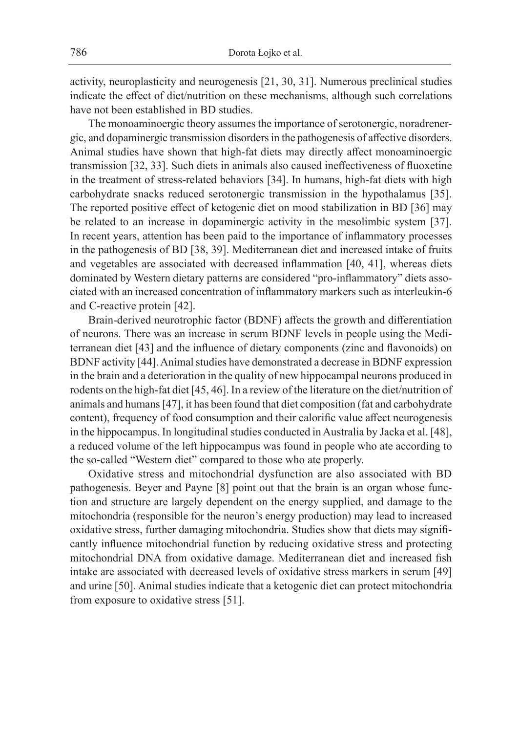activity, neuroplasticity and neurogenesis [21, 30, 31]. Numerous preclinical studies indicate the effect of diet/nutrition on these mechanisms, although such correlations have not been established in BD studies.

The monoaminoergic theory assumes the importance of serotonergic, noradrenergic, and dopaminergic transmission disorders in the pathogenesis of affective disorders. Animal studies have shown that high-fat diets may directly affect monoaminoergic transmission [32, 33]. Such diets in animals also caused ineffectiveness of fluoxetine in the treatment of stress-related behaviors [34]. In humans, high-fat diets with high carbohydrate snacks reduced serotonergic transmission in the hypothalamus [35]. The reported positive effect of ketogenic diet on mood stabilization in BD [36] may be related to an increase in dopaminergic activity in the mesolimbic system [37]. In recent years, attention has been paid to the importance of inflammatory processes in the pathogenesis of BD [38, 39]. Mediterranean diet and increased intake of fruits and vegetables are associated with decreased inflammation [40, 41], whereas diets dominated by Western dietary patterns are considered "pro-inflammatory" diets associated with an increased concentration of inflammatory markers such as interleukin-6 and C-reactive protein [42].

Brain-derived neurotrophic factor (BDNF) affects the growth and differentiation of neurons. There was an increase in serum BDNF levels in people using the Mediterranean diet [43] and the influence of dietary components (zinc and flavonoids) on BDNF activity [44]. Animal studies have demonstrated a decrease in BDNF expression in the brain and a deterioration in the quality of new hippocampal neurons produced in rodents on the high-fat diet [45, 46]. In a review of the literature on the diet/nutrition of animals and humans [47], it has been found that diet composition (fat and carbohydrate content), frequency of food consumption and their calorific value affect neurogenesis in the hippocampus. In longitudinal studies conducted in Australia by Jacka et al. [48], a reduced volume of the left hippocampus was found in people who ate according to the so-called "Western diet" compared to those who ate properly.

Oxidative stress and mitochondrial dysfunction are also associated with BD pathogenesis. Beyer and Payne [8] point out that the brain is an organ whose function and structure are largely dependent on the energy supplied, and damage to the mitochondria (responsible for the neuron's energy production) may lead to increased oxidative stress, further damaging mitochondria. Studies show that diets may significantly influence mitochondrial function by reducing oxidative stress and protecting mitochondrial DNA from oxidative damage. Mediterranean diet and increased fish intake are associated with decreased levels of oxidative stress markers in serum [49] and urine [50]. Animal studies indicate that a ketogenic diet can protect mitochondria from exposure to oxidative stress [51].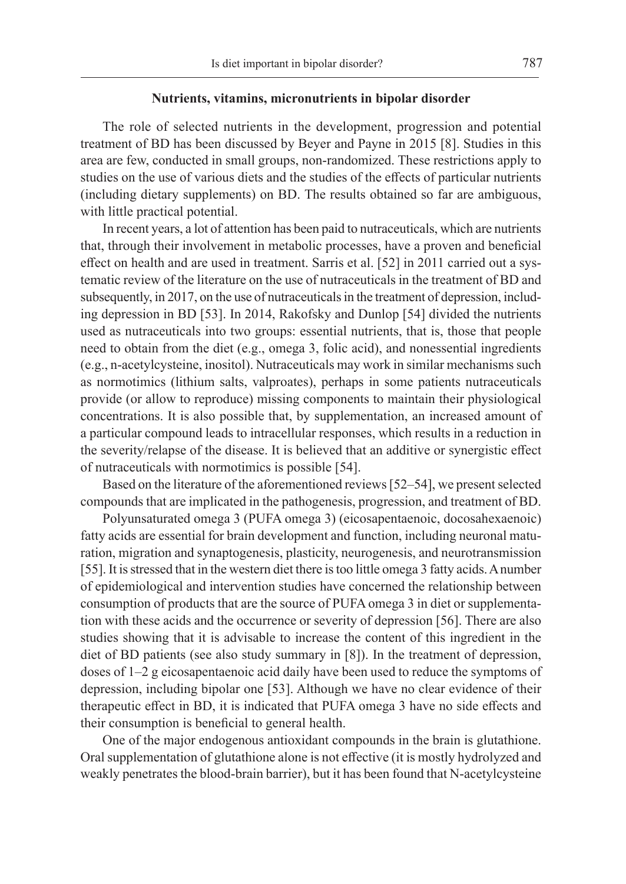### Nutrients, vitamins, micronutrients in bipolar disorder

The role of selected nutrients in the development, progression and potential treatment of BD has been discussed by Beyer and Payne in 2015 [8]. Studies in this area are few, conducted in small groups, non-randomized. These restrictions apply to studies on the use of various diets and the studies of the effects of particular nutrients (including dietary supplements) on BD. The results obtained so far are ambiguous, with little practical potential.

In recent years, a lot of attention has been paid to nutraceuticals, which are nutrients that, through their involvement in metabolic processes, have a proven and beneficial effect on health and are used in treatment. Sarris et al. [52] in 2011 carried out a systematic review of the literature on the use of nutraceuticals in the treatment of BD and subsequently, in 2017, on the use of nutraceuticals in the treatment of depression, including depression in BD [53]. In 2014, Rakofsky and Dunlop [54] divided the nutrients used as nutraceuticals into two groups: essential nutrients, that is, those that people need to obtain from the diet (e.g., omega 3, folic acid), and nonessential ingredients (e.g., n-acetylcysteine, inositol). Nutraceuticals may work in similar mechanisms such as normotimics (lithium salts, valproates), perhaps in some patients nutraceuticals provide (or allow to reproduce) missing components to maintain their physiological concentrations. It is also possible that, by supplementation, an increased amount of a particular compound leads to intracellular responses, which results in a reduction in the severity/relapse of the disease. It is believed that an additive or synergistic effect of nutraceuticals with normotimics is possible [54].

Based on the literature of the aforementioned reviews [52–54], we present selected compounds that are implicated in the pathogenesis, progression, and treatment of BD.

Polyunsaturated omega 3 (PUFA omega 3) (eicosapentaenoic, docosahexaenoic) fatty acids are essential for brain development and function, including neuronal maturation, migration and synaptogenesis, plasticity, neurogenesis, and neurotransmission [55]. It is stressed that in the western diet there is too little omega 3 fatty acids. A number of epidemiological and intervention studies have concerned the relationship between consumption of products that are the source of PUFA omega 3 in diet or supplementation with these acids and the occurrence or severity of depression [56]. There are also studies showing that it is advisable to increase the content of this ingredient in the diet of BD patients (see also study summary in [8]). In the treatment of depression, doses of 1–2 g eicosapentaenoic acid daily have been used to reduce the symptoms of depression, including bipolar one [53]. Although we have no clear evidence of their therapeutic effect in BD, it is indicated that PUFA omega 3 have no side effects and their consumption is beneficial to general health.

One of the major endogenous antioxidant compounds in the brain is glutathione. Oral supplementation of glutathione alone is not effective (it is mostly hydrolyzed and weakly penetrates the blood-brain barrier), but it has been found that N-acetylcysteine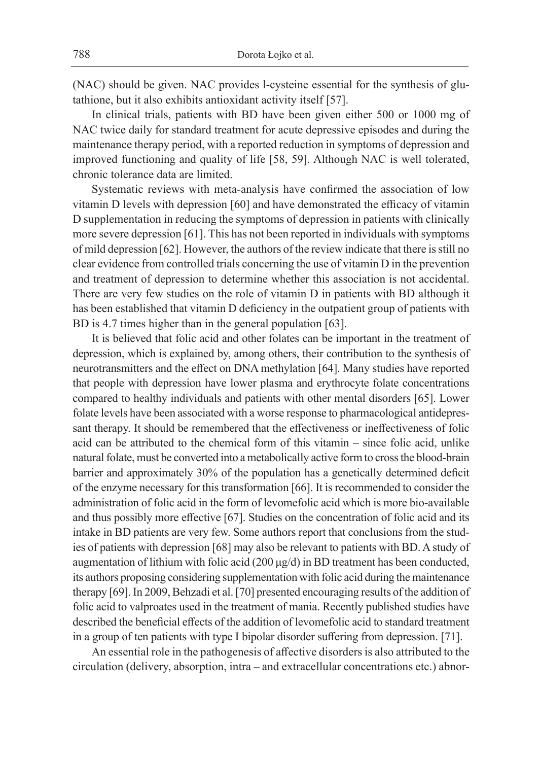(NAC) should be given. NAC provides l-cysteine essential for the synthesis of glutathione, but it also exhibits antioxidant activity itself [57].

In clinical trials, patients with BD have been given either 500 or 1000 mg of NAC twice daily for standard treatment for acute depressive episodes and during the maintenance therapy period, with a reported reduction in symptoms of depression and improved functioning and quality of life [58, 59]. Although NAC is well tolerated, chronic tolerance data are limited.

Systematic reviews with meta-analysis have confirmed the association of low vitamin D levels with depression [60] and have demonstrated the efficacy of vitamin D supplementation in reducing the symptoms of depression in patients with clinically more severe depression [61]. This has not been reported in individuals with symptoms of mild depression [62]. However, the authors of the review indicate that there is still no clear evidence from controlled trials concerning the use of vitamin D in the prevention and treatment of depression to determine whether this association is not accidental. There are very few studies on the role of vitamin D in patients with BD although it has been established that vitamin D deficiency in the outpatient group of patients with BD is 4.7 times higher than in the general population [63].

It is believed that folic acid and other folates can be important in the treatment of depression, which is explained by, among others, their contribution to the synthesis of neurotransmitters and the effect on DNA methylation [64]. Many studies have reported that people with depression have lower plasma and erythrocyte folate concentrations compared to healthy individuals and patients with other mental disorders [65]. Lower folate levels have been associated with a worse response to pharmacological antidepressant therapy. It should be remembered that the effectiveness or ineffectiveness of folic acid can be attributed to the chemical form of this vitamin – since folic acid, unlike natural folate, must be converted into a metabolically active form to cross the blood-brain barrier and approximately 30% of the population has a genetically determined deficit of the enzyme necessary for this transformation [66]. It is recommended to consider the administration of folic acid in the form of levomefolic acid which is more bio-available and thus possibly more effective [67]. Studies on the concentration of folic acid and its intake in BD patients are very few. Some authors report that conclusions from the studies of patients with depression [68] may also be relevant to patients with BD. A study of augmentation of lithium with folic acid (200 μg/d) in BD treatment has been conducted, its authors proposing considering supplementation with folic acid during the maintenance therapy [69]. In 2009, Behzadi et al. [70] presented encouraging results of the addition of folic acid to valproates used in the treatment of mania. Recently published studies have described the beneficial effects of the addition of levomefolic acid to standard treatment in a group of ten patients with type I bipolar disorder suffering from depression. [71].

An essential role in the pathogenesis of affective disorders is also attributed to the circulation (delivery, absorption, intra – and extracellular concentrations etc.) abnor-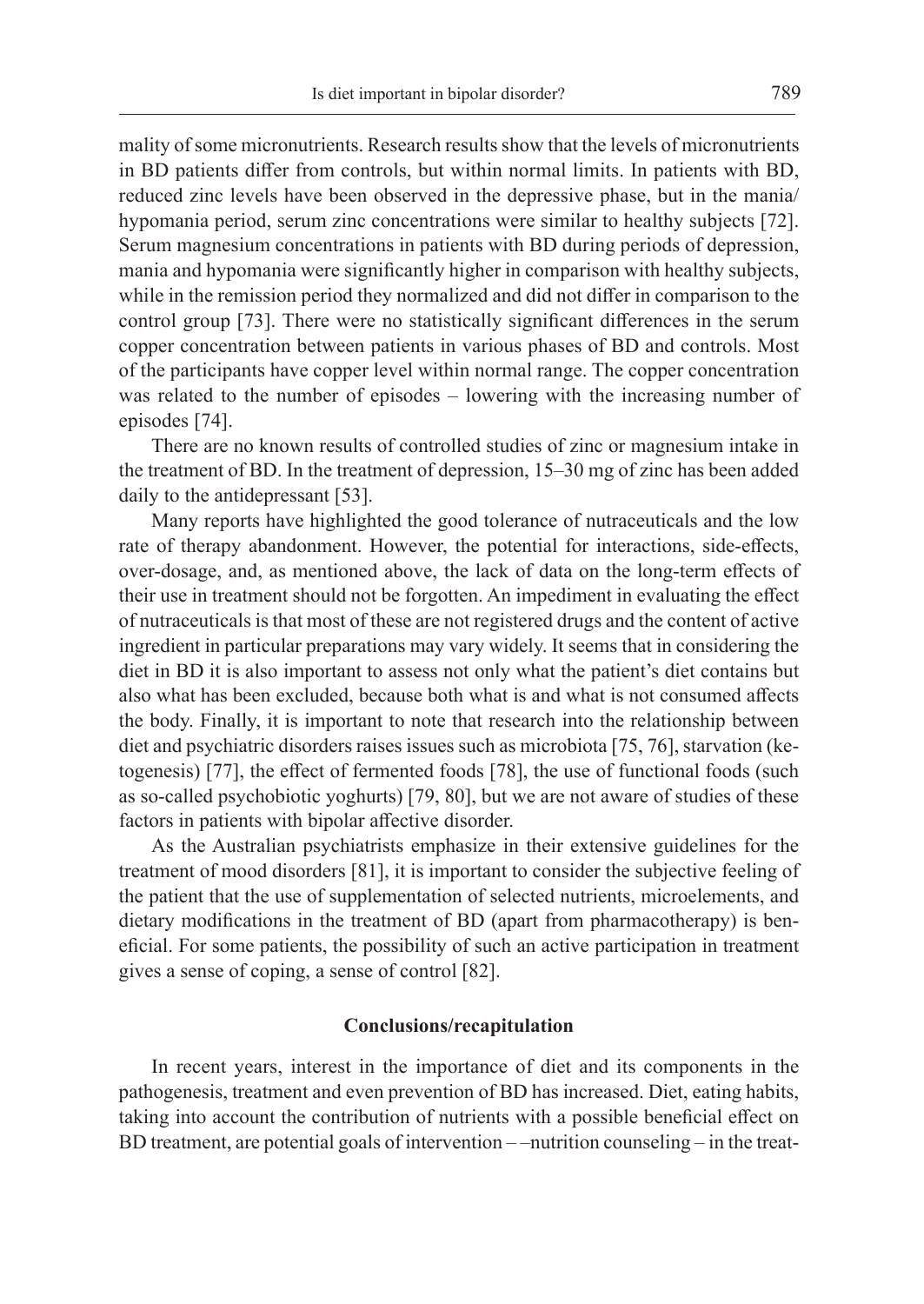mality of some micronutrients. Research results show that the levels of micronutrients in BD patients differ from controls, but within normal limits. In patients with BD, reduced zinc levels have been observed in the depressive phase, but in the mania/hypomania period, serum zinc concentrations were similar to healthy subjects [72]. Serum magnesium concentrations in patients with BD during periods of depression, mania and hypomania were significantly higher in comparison with healthy subjects, while in the remission period they normalized and did not differ in comparison to the control group [73]. There were no statistically significant differences in the serum copper concentration between patients in various phases of BD and controls. Most of the participants have copper level within normal range. The copper concentration was related to the number of episodes – lowering with the increasing number of episodes [74].

There are no known results of controlled studies of zinc or magnesium intake in the treatment of BD. In the treatment of depression, 15–30 mg of zinc has been added daily to the antidepressant [53].

Many reports have highlighted the good tolerance of nutraceuticals and the low rate of therapy abandonment. However, the potential for interactions, side-effects, over-dosage, and, as mentioned above, the lack of data on the long-term effects of their use in treatment should not be forgotten. An impediment in evaluating the effect of nutraceuticals is that most of these are not registered drugs and the content of active ingredient in particular preparations may vary widely. It seems that in considering the diet in BD it is also important to assess not only what the patient's diet contains but also what has been excluded, because both what is and what is not consumed affects the body. Finally, it is important to note that research into the relationship between diet and psychiatric disorders raises issues such as microbiota [75, 76], starvation (ketogenesis) [77], the effect of fermented foods [78], the use of functional foods (such as so-called psychobiotic yoghurts) [79, 80], but we are not aware of studies of these factors in patients with bipolar affective disorder.

As the Australian psychiatrists emphasize in their extensive guidelines for the treatment of mood disorders [81], it is important to consider the subjective feeling of the patient that the use of supplementation of selected nutrients, microelements, and dietary modifications in the treatment of BD (apart from pharmacotherapy) is beneficial. For some patients, the possibility of such an active participation in treatment gives a sense of coping, a sense of control [82].

## Conclusions/recapitulation

In recent years, interest in the importance of diet and its components in the pathogenesis, treatment and even prevention of BD has increased. Diet, eating habits, taking into account the contribution of nutrients with a possible beneficial effect on BD treatment, are potential goals of intervention – –nutrition counseling – in the treat-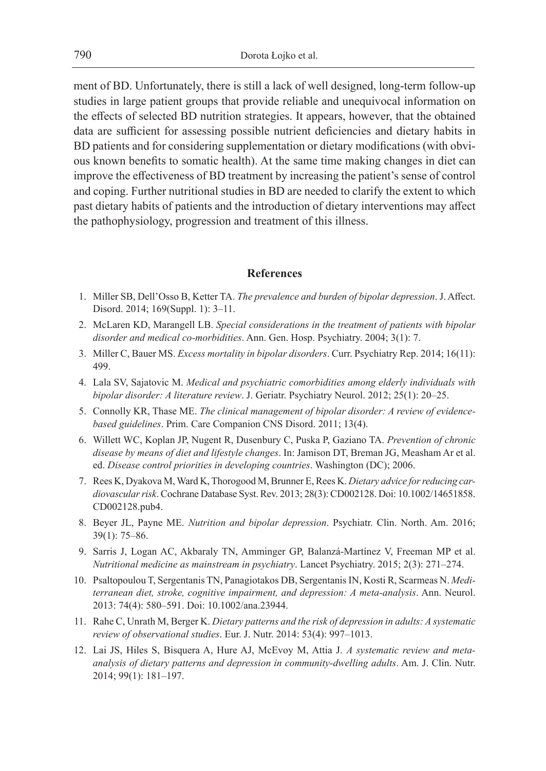ment of BD. Unfortunately, there is still a lack of well designed, long-term follow-up studies in large patient groups that provide reliable and unequivocal information on the effects of selected BD nutrition strategies. It appears, however, that the obtained data are sufficient for assessing possible nutrient deficiencies and dietary habits in BD patients and for considering supplementation or dietary modifications (with obvious known benefits to somatic health). At the same time making changes in diet can improve the effectiveness of BD treatment by increasing the patient's sense of control and coping. Further nutritional studies in BD are needed to clarify the extent to which past dietary habits of patients and the introduction of dietary interventions may affect the pathophysiology, progression and treatment of this illness.

## References

1. Miller SB, Dell'Osso B, Ketter TA. *The prevalence and burden of bipolar depression*. J. Affect. Disord. 2014; 169(Suppl. 1): 3–11.
2. McLaren KD, Marangell LB. *Special considerations in the treatment of patients with bipolar disorder and medical co-morbidities*. Ann. Gen. Hosp. Psychiatry. 2004; 3(1): 7.
3. Miller C, Bauer MS. *Excess mortality in bipolar disorders*. Curr. Psychiatry Rep. 2014; 16(11): 499.
4. Lala SV, Sajatovic M. *Medical and psychiatric comorbidities among elderly individuals with bipolar disorder: A literature review*. J. Geriatr. Psychiatry Neurol. 2012; 25(1): 20–25.
5. Connolly KR, Thase ME. *The clinical management of bipolar disorder: A review of evidence-based guidelines*. Prim. Care Companion CNS Disord. 2011; 13(4).
6. Willett WC, Koplan JP, Nugent R, Dusenbury C, Puska P, Gaziano TA. *Prevention of chronic disease by means of diet and lifestyle changes*. In: Jamison DT, Breman JG, Measham Ar et al. ed. *Disease control priorities in developing countries*. Washington (DC); 2006.
7. Rees K, Dyakova M, Ward K, Thorogood M, Brunner E, Rees K. *Dietary advice for reducing cardiovascular risk*. Cochrane Database Syst. Rev. 2013; 28(3): CD002128. Doi: 10.1002/14651858.CD002128.pub4.
8. Beyer JL, Payne ME. *Nutrition and bipolar depression*. Psychiatr. Clin. North. Am. 2016; 39(1): 75–86.
9. Sarris J, Logan AC, Akbaraly TN, Amminger GP, Balanzá-Martínez V, Freeman MP et al. *Nutritional medicine as mainstream in psychiatry*. Lancet Psychiatry. 2015; 2(3): 271–274.
10. Psaltopoulou T, Sergentanis TN, Panagiotakos DB, Sergentanis IN, Kosti R, Scarmeas N. *Mediterranean diet, stroke, cognitive impairment, and depression: A meta-analysis*. Ann. Neurol. 2013: 74(4): 580–591. Doi: 10.1002/ana.23944.
11. Rahe C, Unrath M, Berger K. *Dietary patterns and the risk of depression in adults: A systematic review of observational studies*. Eur. J. Nutr. 2014: 53(4): 997–1013.
12. Lai JS, Hiles S, Bisquera A, Hure AJ, McEvoy M, Attia J. *A systematic review and meta-analysis of dietary patterns and depression in community-dwelling adults*. Am. J. Clin. Nutr. 2014; 99(1): 181–197.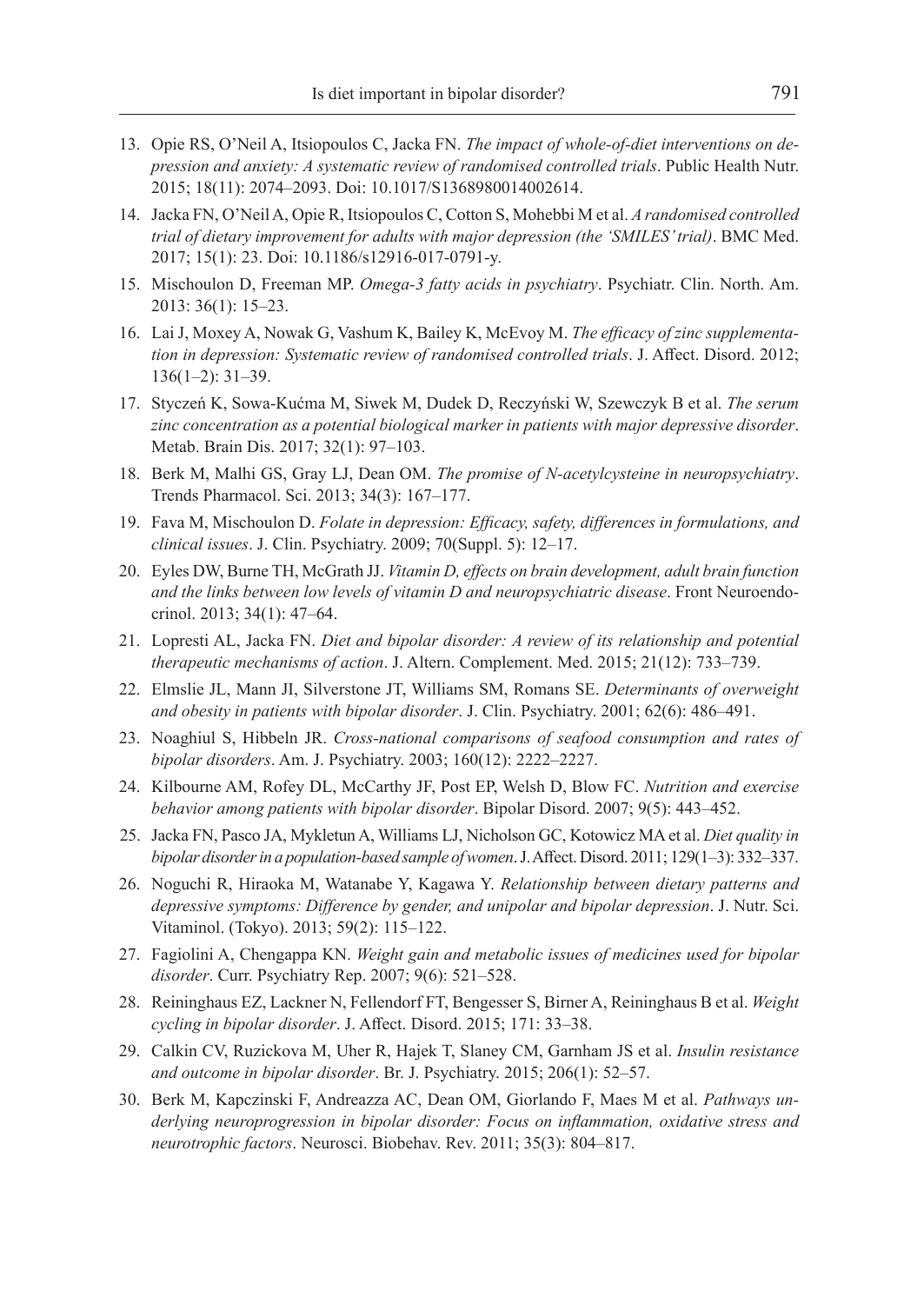13. Opie RS, O'Neil A, Itsiopoulos C, Jacka FN. *The impact of whole-of-diet interventions on depression and anxiety: A systematic review of randomised controlled trials*. Public Health Nutr. 2015; 18(11): 2074–2093. Doi: 10.1017/S1368980014002614.
14. Jacka FN, O'Neil A, Opie R, Itsiopoulos C, Cotton S, Mohebbi M et al. *A randomised controlled trial of dietary improvement for adults with major depression (the 'SMILES' trial)*. BMC Med. 2017; 15(1): 23. Doi: 10.1186/s12916-017-0791-y.
15. Mischoulon D, Freeman MP. *Omega-3 fatty acids in psychiatry*. Psychiatr. Clin. North. Am. 2013: 36(1): 15–23.
16. Lai J, Moxey A, Nowak G, Vashum K, Bailey K, McEvoy M. *The efficacy of zinc supplementation in depression: Systematic review of randomised controlled trials*. J. Affect. Disord. 2012; 136(1–2): 31–39.
17. Styczeń K, Sowa-Kućma M, Siwek M, Dudek D, Reczyński W, Szewczyk B et al. *The serum zinc concentration as a potential biological marker in patients with major depressive disorder*. Metab. Brain Dis. 2017; 32(1): 97–103.
18. Berk M, Malhi GS, Gray LJ, Dean OM. *The promise of N-acetylcysteine in neuropsychiatry*. Trends Pharmacol. Sci. 2013; 34(3): 167–177.
19. Fava M, Mischoulon D. *Folate in depression: Efficacy, safety, differences in formulations, and clinical issues*. J. Clin. Psychiatry. 2009; 70(Suppl. 5): 12–17.
20. Eyles DW, Burne TH, McGrath JJ. *Vitamin D, effects on brain development, adult brain function and the links between low levels of vitamin D and neuropsychiatric disease*. Front Neuroendocrinol. 2013; 34(1): 47–64.
21. Lopresti AL, Jacka FN. *Diet and bipolar disorder: A review of its relationship and potential therapeutic mechanisms of action*. J. Altern. Complement. Med. 2015; 21(12): 733–739.
22. Elmslie JL, Mann JI, Silverstone JT, Williams SM, Romans SE. *Determinants of overweight and obesity in patients with bipolar disorder*. J. Clin. Psychiatry. 2001; 62(6): 486–491.
23. Noaghiul S, Hibbeln JR. *Cross-national comparisons of seafood consumption and rates of bipolar disorders*. Am. J. Psychiatry. 2003; 160(12): 2222–2227.
24. Kilbourne AM, Rofey DL, McCarthy JF, Post EP, Welsh D, Blow FC. *Nutrition and exercise behavior among patients with bipolar disorder*. Bipolar Disord. 2007; 9(5): 443–452.
25. Jacka FN, Pasco JA, Mykletun A, Williams LJ, Nicholson GC, Kotowicz MA et al. *Diet quality in bipolar disorder in a population-based sample of women*. J. Affect. Disord. 2011; 129(1–3): 332–337.
26. Noguchi R, Hiraoka M, Watanabe Y, Kagawa Y. *Relationship between dietary patterns and depressive symptoms: Difference by gender, and unipolar and bipolar depression*. J. Nutr. Sci. Vitaminol. (Tokyo). 2013; 59(2): 115–122.
27. Fagiolini A, Chengappa KN. *Weight gain and metabolic issues of medicines used for bipolar disorder*. Curr. Psychiatry Rep. 2007; 9(6): 521–528.
28. Reininghaus EZ, Lackner N, Fellendorf FT, Bengesser S, Birner A, Reininghaus B et al. *Weight cycling in bipolar disorder*. J. Affect. Disord. 2015; 171: 33–38.
29. Calkin CV, Ruzickova M, Uher R, Hajek T, Slaney CM, Garnham JS et al. *Insulin resistance and outcome in bipolar disorder*. Br. J. Psychiatry. 2015; 206(1): 52–57.
30. Berk M, Kapczinski F, Andreazza AC, Dean OM, Giorlando F, Maes M et al. *Pathways underlying neuroprogression in bipolar disorder: Focus on inflammation, oxidative stress and neurotrophic factors*. Neurosci. Biobehav. Rev. 2011; 35(3): 804–817.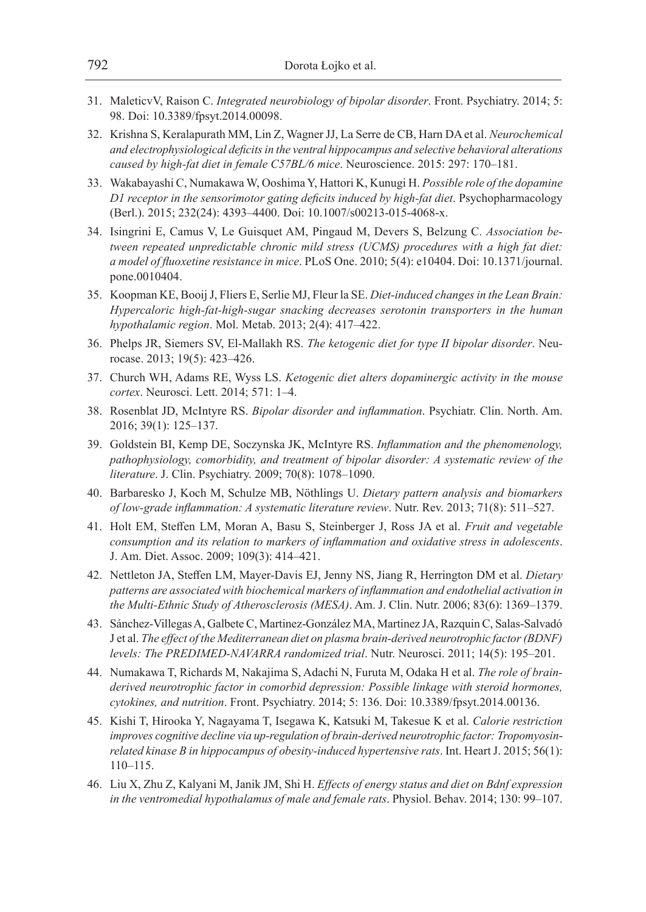31. MaleticvV, Raison C. *Integrated neurobiology of bipolar disorder*. Front. Psychiatry. 2014; 5: 98. Doi: 10.3389/fpsyt.2014.00098.
32. Krishna S, Keralapurath MM, Lin Z, Wagner JJ, La Serre de CB, Harn DA et al. *Neurochemical and electrophysiological deficits in the ventral hippocampus and selective behavioral alterations caused by high-fat diet in female C57BL/6 mice*. Neuroscience. 2015: 297: 170–181.
33. Wakabayashi C, Numakawa W, Ooshima Y, Hattori K, Kunugi H. *Possible role of the dopamine D1 receptor in the sensorimotor gating deficits induced by high-fat diet*. Psychopharmacology (Berl.). 2015; 232(24): 4393–4400. Doi: 10.1007/s00213-015-4068-x.
34. Isingrini E, Camus V, Le Guisquet AM, Pingaud M, Devers S, Belzung C. *Association between repeated unpredictable chronic mild stress (UCMS) procedures with a high fat diet: a model of fluoxetine resistance in mice*. PLoS One. 2010; 5(4): e10404. Doi: 10.1371/journal.pone.0010404.
35. Koopman KE, Booij J, Fliers E, Serlie MJ, Fleur la SE. *Diet-induced changes in the Lean Brain: Hypercaloric high-fat-high-sugar snacking decreases serotonin transporters in the human hypothalamic region*. Mol. Metab. 2013; 2(4): 417–422.
36. Phelps JR, Siemers SV, El-Mallakh RS. *The ketogenic diet for type II bipolar disorder*. Neurocase. 2013; 19(5): 423–426.
37. Church WH, Adams RE, Wyss LS. *Ketogenic diet alters dopaminergic activity in the mouse cortex*. Neurosci. Lett. 2014; 571: 1–4.
38. Rosenblat JD, McIntyre RS. *Bipolar disorder and inflammation*. Psychiatr. Clin. North. Am. 2016; 39(1): 125–137.
39. Goldstein BI, Kemp DE, Soczynska JK, McIntyre RS. *Inflammation and the phenomenology, pathophysiology, comorbidity, and treatment of bipolar disorder: A systematic review of the literature*. J. Clin. Psychiatry. 2009; 70(8): 1078–1090.
40. Barbaresko J, Koch M, Schulze MB, Nöthlings U. *Dietary pattern analysis and biomarkers of low-grade inflammation: A systematic literature review*. Nutr. Rev. 2013; 71(8): 511–527.
41. Holt EM, Steffen LM, Moran A, Basu S, Steinberger J, Ross JA et al. *Fruit and vegetable consumption and its relation to markers of inflammation and oxidative stress in adolescents*. J. Am. Diet. Assoc. 2009; 109(3): 414–421.
42. Nettleton JA, Steffen LM, Mayer-Davis EJ, Jenny NS, Jiang R, Herrington DM et al. *Dietary patterns are associated with biochemical markers of inflammation and endothelial activation in the Multi-Ethnic Study of Atherosclerosis (MESA)*. Am. J. Clin. Nutr. 2006; 83(6): 1369–1379.
43. Sánchez-Villegas A, Galbete C, Martinez-González MA, Martinez JA, Razquin C, Salas-Salvadó J et al. *The effect of the Mediterranean diet on plasma brain-derived neurotrophic factor (BDNF) levels: The PREDIMED-NAVARRA randomized trial*. Nutr. Neurosci. 2011; 14(5): 195–201.
44. Numakawa T, Richards M, Nakajima S, Adachi N, Furuta M, Odaka H et al. *The role of brain-derived neurotrophic factor in comorbid depression: Possible linkage with steroid hormones, cytokines, and nutrition*. Front. Psychiatry. 2014; 5: 136. Doi: 10.3389/fpsyt.2014.00136.
45. Kishi T, Hirooka Y, Nagayama T, Isegawa K, Katsuki M, Takesue K et al. *Calorie restriction improves cognitive decline via up-regulation of brain-derived neurotrophic factor: Tropomyosin-related kinase B in hippocampus of obesity-induced hypertensive rats*. Int. Heart J. 2015; 56(1): 110–115.
46. Liu X, Zhu Z, Kalyani M, Janik JM, Shi H. *Effects of energy status and diet on Bdnf expression in the ventromedial hypothalamus of male and female rats*. Physiol. Behav. 2014; 130: 99–107.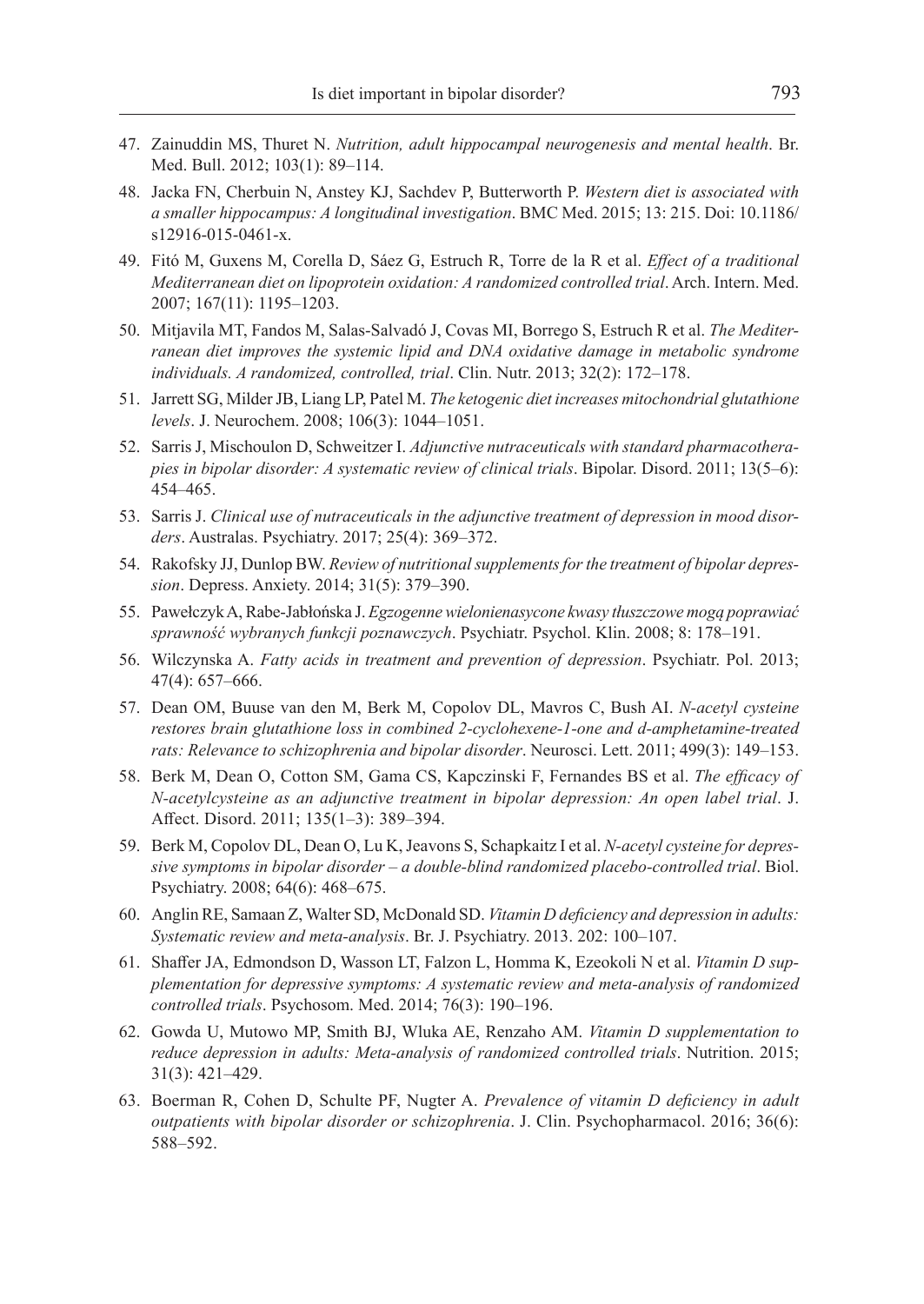47. Zainuddin MS, Thuret N. *Nutrition, adult hippocampal neurogenesis and mental health*. Br. Med. Bull. 2012; 103(1): 89–114.
48. Jacka FN, Cherbuin N, Anstey KJ, Sachdev P, Butterworth P. *Western diet is associated with a smaller hippocampus: A longitudinal investigation*. BMC Med. 2015; 13: 215. Doi: 10.1186/s12916-015-0461-x.
49. Fitó M, Guxens M, Corella D, Sáez G, Estruch R, Torre de la R et al. *Effect of a traditional Mediterranean diet on lipoprotein oxidation: A randomized controlled trial*. Arch. Intern. Med. 2007; 167(11): 1195–1203.
50. Mitjavila MT, Fandos M, Salas-Salvadó J, Covas MI, Borrego S, Estruch R et al. *The Mediterranean diet improves the systemic lipid and DNA oxidative damage in metabolic syndrome individuals. A randomized, controlled, trial*. Clin. Nutr. 2013; 32(2): 172–178.
51. Jarrett SG, Milder JB, Liang LP, Patel M. *The ketogenic diet increases mitochondrial glutathione levels*. J. Neurochem. 2008; 106(3): 1044–1051.
52. Sarris J, Mischoulon D, Schweitzer I. *Adjunctive nutraceuticals with standard pharmacotherapies in bipolar disorder: A systematic review of clinical trials*. Bipolar. Disord. 2011; 13(5–6): 454–465.
53. Sarris J. *Clinical use of nutraceuticals in the adjunctive treatment of depression in mood disorders*. Australas. Psychiatry. 2017; 25(4): 369–372.
54. Rakofsky JJ, Dunlop BW. *Review of nutritional supplements for the treatment of bipolar depression*. Depress. Anxiety. 2014; 31(5): 379–390.
55. Pawełczyk A, Rabe-Jabłońska J. *Egzogenne wielonienasycone kwasy tłuszczowe mogą poprawiać sprawność wybranych funkcji poznawczych*. Psychiatr. Psychol. Klin. 2008; 8: 178–191.
56. Wilczynska A. *Fatty acids in treatment and prevention of depression*. Psychiatr. Pol. 2013; 47(4): 657–666.
57. Dean OM, Buuse van den M, Berk M, Copolov DL, Mavros C, Bush AI. *N-acetyl cysteine restores brain glutathione loss in combined 2-cyclohexene-1-one and d-amphetamine-treated rats: Relevance to schizophrenia and bipolar disorder*. Neurosci. Lett. 2011; 499(3): 149–153.
58. Berk M, Dean O, Cotton SM, Gama CS, Kapczinski F, Fernandes BS et al. *The efficacy of N-acetylcysteine as an adjunctive treatment in bipolar depression: An open label trial*. J. Affect. Disord. 2011; 135(1–3): 389–394.
59. Berk M, Copolov DL, Dean O, Lu K, Jeavons S, Schapkaitz I et al. *N-acetyl cysteine for depressive symptoms in bipolar disorder – a double-blind randomized placebo-controlled trial*. Biol. Psychiatry. 2008; 64(6): 468–675.
60. Anglin RE, Samaan Z, Walter SD, McDonald SD. *Vitamin D deficiency and depression in adults: Systematic review and meta-analysis*. Br. J. Psychiatry. 2013. 202: 100–107.
61. Shaffer JA, Edmondson D, Wasson LT, Falzon L, Homma K, Ezeokoli N et al. *Vitamin D supplementation for depressive symptoms: A systematic review and meta-analysis of randomized controlled trials*. Psychosom. Med. 2014; 76(3): 190–196.
62. Gowda U, Mutowo MP, Smith BJ, Wluka AE, Renzaho AM. *Vitamin D supplementation to reduce depression in adults: Meta-analysis of randomized controlled trials*. Nutrition. 2015; 31(3): 421–429.
63. Boerman R, Cohen D, Schulte PF, Nugter A. *Prevalence of vitamin D deficiency in adult outpatients with bipolar disorder or schizophrenia*. J. Clin. Psychopharmacol. 2016; 36(6): 588–592.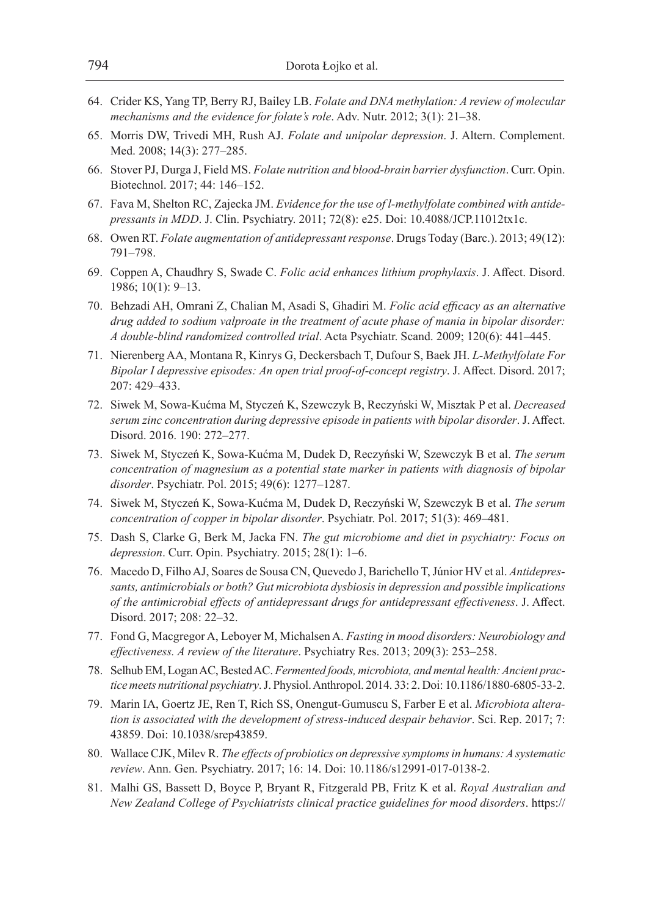64. Crider KS, Yang TP, Berry RJ, Bailey LB. *Folate and DNA methylation: A review of molecular mechanisms and the evidence for folate's role*. Adv. Nutr. 2012; 3(1): 21–38.
65. Morris DW, Trivedi MH, Rush AJ. *Folate and unipolar depression*. J. Altern. Complement. Med. 2008; 14(3): 277–285.
66. Stover PJ, Durga J, Field MS. *Folate nutrition and blood-brain barrier dysfunction*. Curr. Opin. Biotechnol. 2017; 44: 146–152.
67. Fava M, Shelton RC, Zajecka JM. *Evidence for the use of l-methylfolate combined with antidepressants in MDD*. J. Clin. Psychiatry. 2011; 72(8): e25. Doi: 10.4088/JCP.11012tx1c.
68. Owen RT. *Folate augmentation of antidepressant response*. Drugs Today (Barc.). 2013; 49(12): 791–798.
69. Coppen A, Chaudhry S, Swade C. *Folic acid enhances lithium prophylaxis*. J. Affect. Disord. 1986; 10(1): 9–13.
70. Behzadi AH, Omrani Z, Chalian M, Asadi S, Ghadiri M. *Folic acid efficacy as an alternative drug added to sodium valproate in the treatment of acute phase of mania in bipolar disorder: A double-blind randomized controlled trial*. Acta Psychiatr. Scand. 2009; 120(6): 441–445.
71. Nierenberg AA, Montana R, Kinrys G, Deckersbach T, Dufour S, Baek JH. *L-Methylfolate For Bipolar I depressive episodes: An open trial proof-of-concept registry*. J. Affect. Disord. 2017; 207: 429–433.
72. Siwek M, Sowa-Kućma M, Styczeń K, Szewczyk B, Reczyński W, Misztak P et al. *Decreased serum zinc concentration during depressive episode in patients with bipolar disorder*. J. Affect. Disord. 2016. 190: 272–277.
73. Siwek M, Styczeń K, Sowa-Kućma M, Dudek D, Reczyński W, Szewczyk B et al. *The serum concentration of magnesium as a potential state marker in patients with diagnosis of bipolar disorder*. Psychiatr. Pol. 2015; 49(6): 1277–1287.
74. Siwek M, Styczeń K, Sowa-Kućma M, Dudek D, Reczyński W, Szewczyk B et al. *The serum concentration of copper in bipolar disorder*. Psychiatr. Pol. 2017; 51(3): 469–481.
75. Dash S, Clarke G, Berk M, Jacka FN. *The gut microbiome and diet in psychiatry: Focus on depression*. Curr. Opin. Psychiatry. 2015; 28(1): 1–6.
76. Macedo D, Filho AJ, Soares de Sousa CN, Quevedo J, Barichello T, Júnior HV et al. *Antidepressants, antimicrobials or both? Gut microbiota dysbiosis in depression and possible implications of the antimicrobial effects of antidepressant drugs for antidepressant effectiveness*. J. Affect. Disord. 2017; 208: 22–32.
77. Fond G, Macgregor A, Leboyer M, Michalsen A. *Fasting in mood disorders: Neurobiology and effectiveness. A review of the literature*. Psychiatry Res. 2013; 209(3): 253–258.
78. Selhub EM, Logan AC, Bested AC. *Fermented foods, microbiota, and mental health: Ancient practice meets nutritional psychiatry*. J. Physiol. Anthropol. 2014. 33: 2. Doi: 10.1186/1880-6805-33-2.
79. Marin IA, Goertz JE, Ren T, Rich SS, Onengut-Gumuscu S, Farber E et al. *Microbiota alteration is associated with the development of stress-induced despair behavior*. Sci. Rep. 2017; 7: 43859. Doi: 10.1038/srep43859.
80. Wallace CJK, Milev R. *The effects of probiotics on depressive symptoms in humans: A systematic review*. Ann. Gen. Psychiatry. 2017; 16: 14. Doi: 10.1186/s12991-017-0138-2.
81. Malhi GS, Bassett D, Boyce P, Bryant R, Fitzgerald PB, Fritz K et al. *Royal Australian and New Zealand College of Psychiatrists clinical practice guidelines for mood disorders*. https://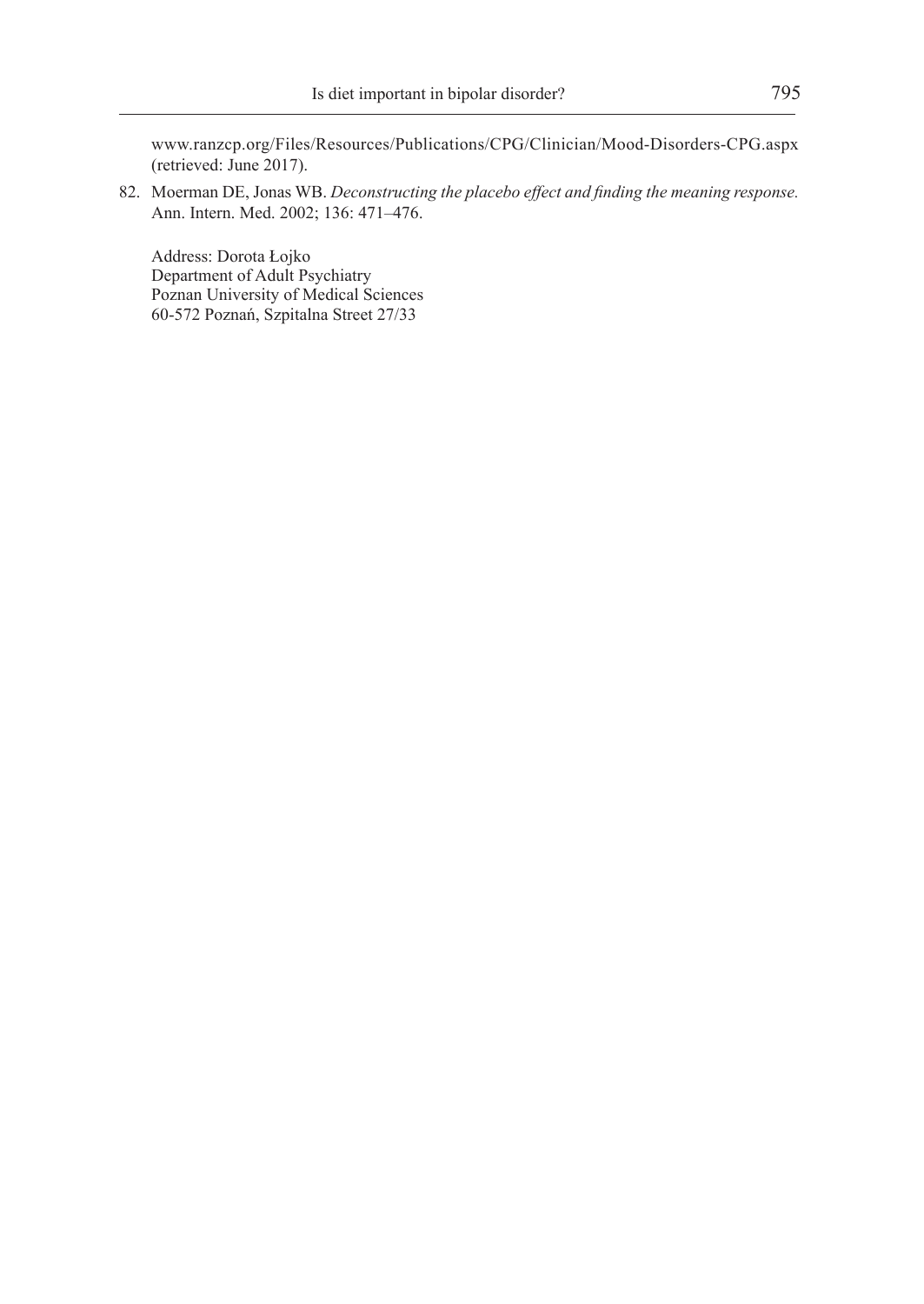www.ranzcp.org/Files/Resources/Publications/CPG/Clinician/Mood-Disorders-CPG.aspx (retrieved: June 2017).

82. Moerman DE, Jonas WB. *Deconstructing the placebo effect and finding the meaning response.* Ann. Intern. Med. 2002; 136: 471–476.

Address: Dorota Łojko
Department of Adult Psychiatry
Poznan University of Medical Sciences
60-572 Poznań, Szpitalna Street 27/33